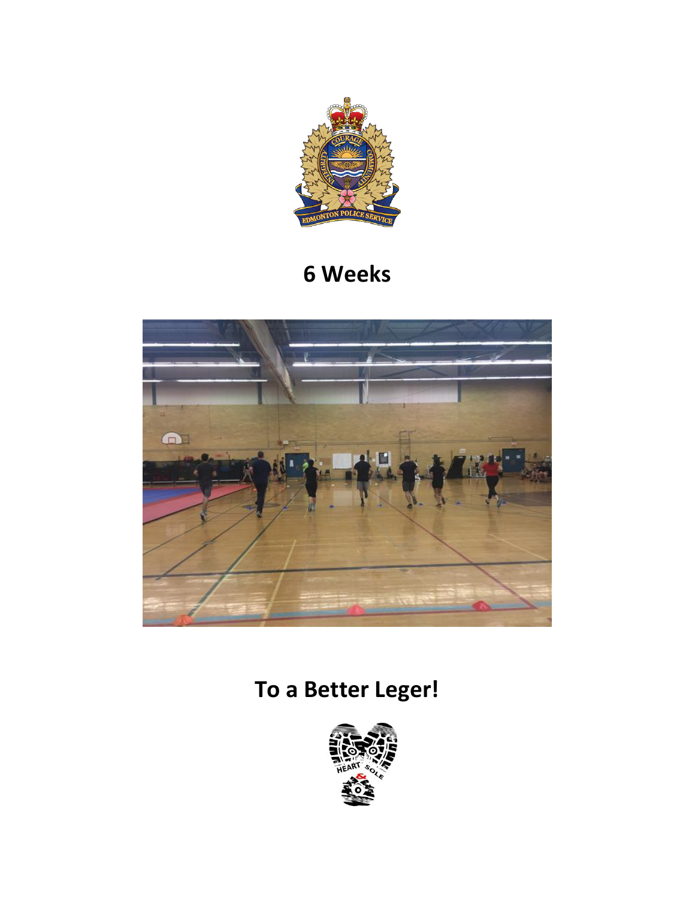# 6 Weeks

# To a Better Leger!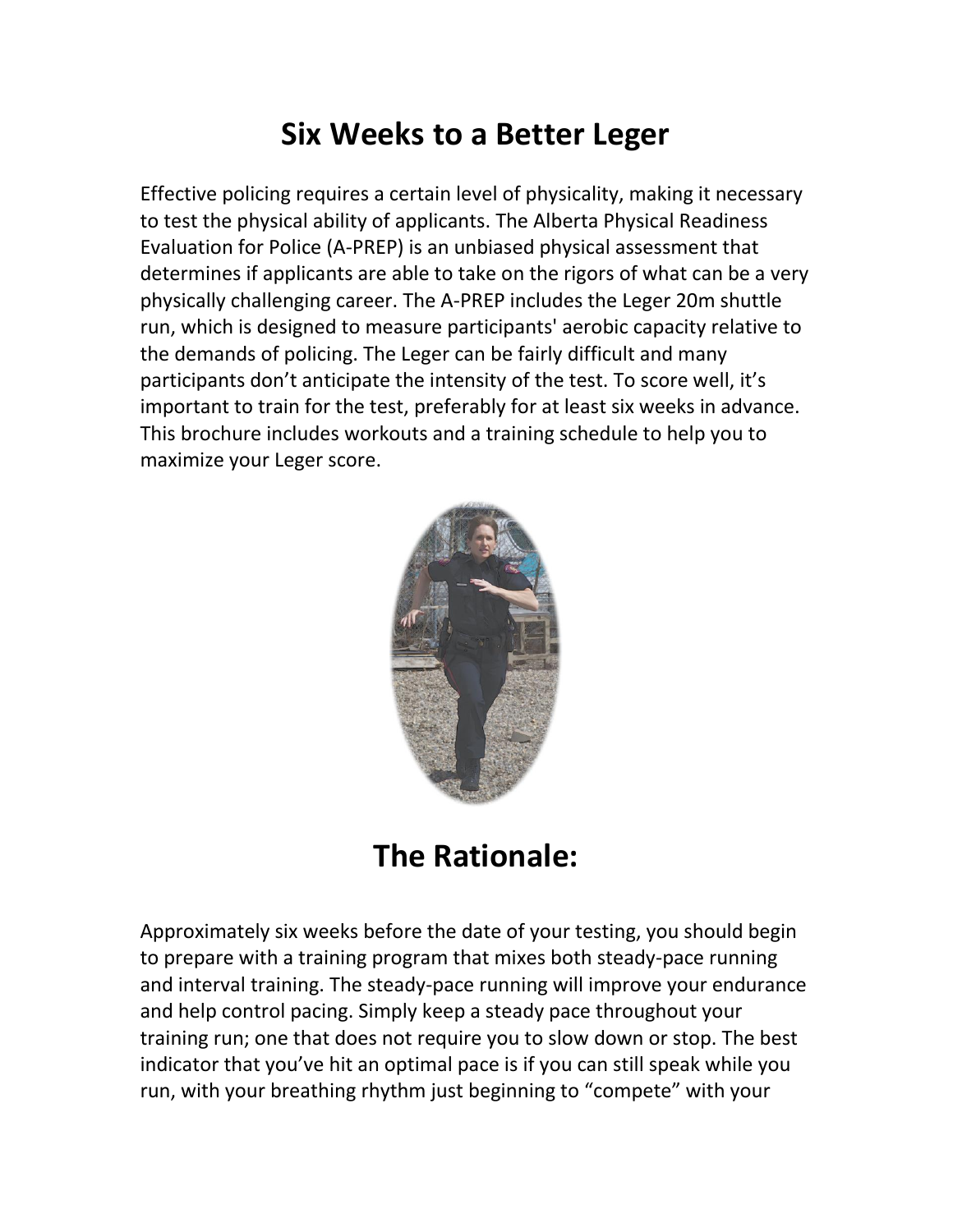# Six Weeks to a Better Leger

Effective policing requires a certain level of physicality, making it necessary to test the physical ability of applicants. The Alberta Physical Readiness Evaluation for Police (A-PREP) is an unbiased physical assessment that determines if applicants are able to take on the rigors of what can be a very physically challenging career. The A-PREP includes the Leger 20m shuttle run, which is designed to measure participants' aerobic capacity relative to the demands of policing. The Leger can be fairly difficult and many participants don't anticipate the intensity of the test. To score well, it's important to train for the test, preferably for at least six weeks in advance. This brochure includes workouts and a training schedule to help you to maximize your Leger score.

# The Rationale:

Approximately six weeks before the date of your testing, you should begin to prepare with a training program that mixes both steady-pace running and interval training. The steady-pace running will improve your endurance and help control pacing. Simply keep a steady pace throughout your training run; one that does not require you to slow down or stop. The best indicator that you've hit an optimal pace is if you can still speak while you run, with your breathing rhythm just beginning to "compete" with your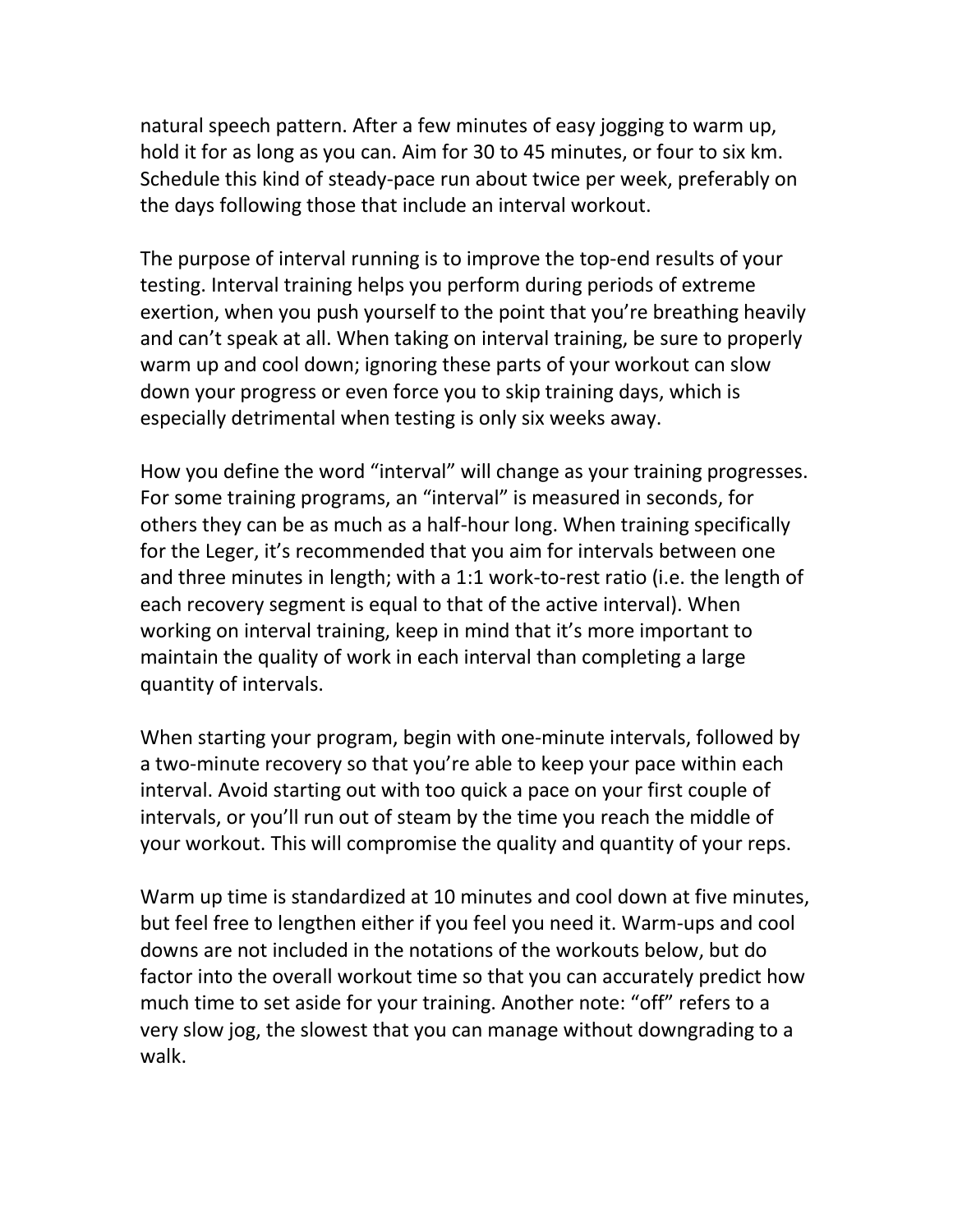natural speech pattern. After a few minutes of easy jogging to warm up, hold it for as long as you can. Aim for 30 to 45 minutes, or four to six km. Schedule this kind of steady-pace run about twice per week, preferably on the days following those that include an interval workout.

The purpose of interval running is to improve the top-end results of your testing. Interval training helps you perform during periods of extreme exertion, when you push yourself to the point that you're breathing heavily and can't speak at all. When taking on interval training, be sure to properly warm up and cool down; ignoring these parts of your workout can slow down your progress or even force you to skip training days, which is especially detrimental when testing is only six weeks away.

How you define the word "interval" will change as your training progresses. For some training programs, an "interval" is measured in seconds, for others they can be as much as a half-hour long. When training specifically for the Leger, it's recommended that you aim for intervals between one and three minutes in length; with a 1:1 work-to-rest ratio (i.e. the length of each recovery segment is equal to that of the active interval). When working on interval training, keep in mind that it's more important to maintain the quality of work in each interval than completing a large quantity of intervals.

When starting your program, begin with one-minute intervals, followed by a two-minute recovery so that you're able to keep your pace within each interval. Avoid starting out with too quick a pace on your first couple of intervals, or you'll run out of steam by the time you reach the middle of your workout. This will compromise the quality and quantity of your reps.

Warm up time is standardized at 10 minutes and cool down at five minutes, but feel free to lengthen either if you feel you need it. Warm-ups and cool downs are not included in the notations of the workouts below, but do factor into the overall workout time so that you can accurately predict how much time to set aside for your training. Another note: "off" refers to a very slow jog, the slowest that you can manage without downgrading to a walk.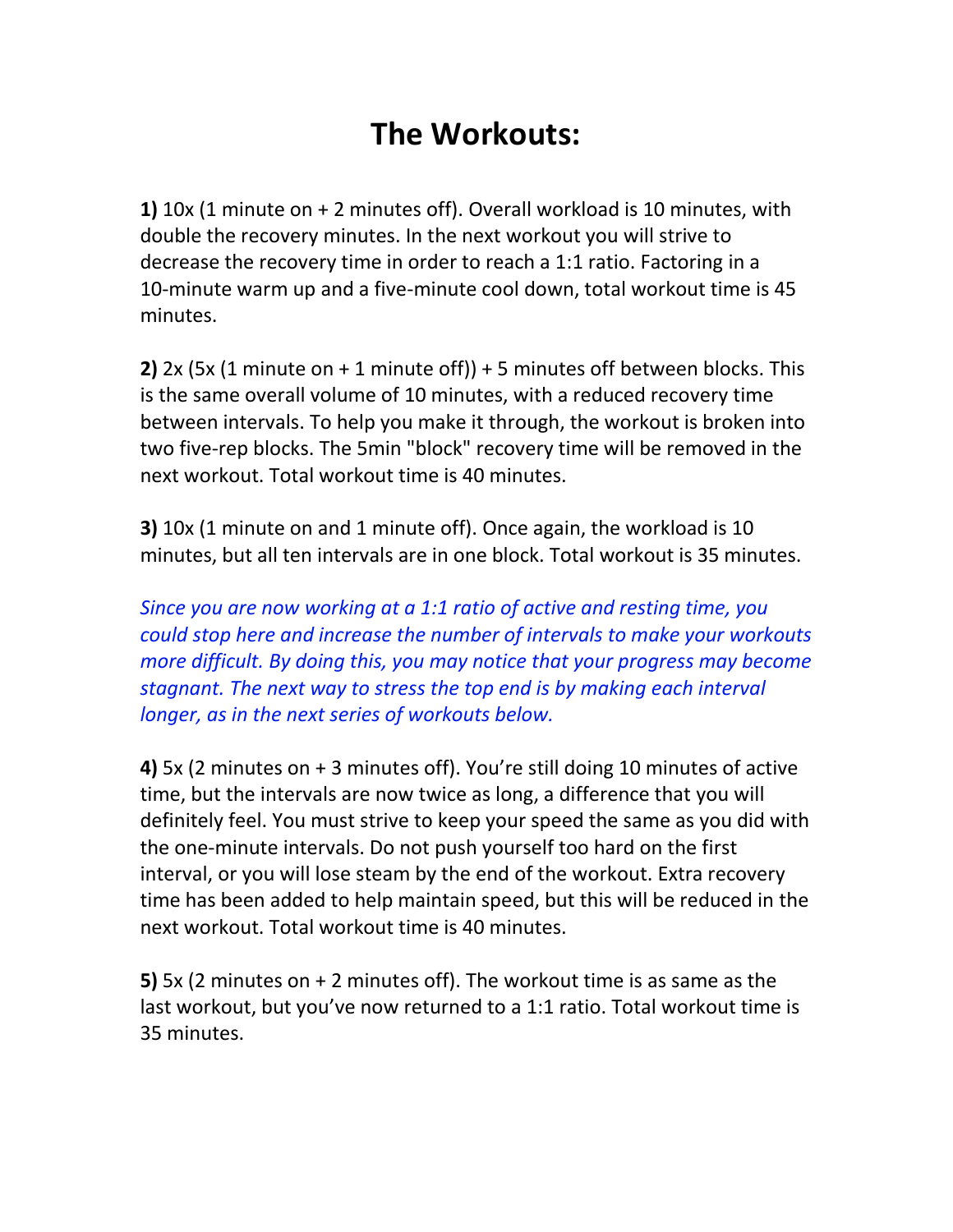# The Workouts:

**1)** 10x (1 minute on + 2 minutes off). Overall workload is 10 minutes, with double the recovery minutes. In the next workout you will strive to decrease the recovery time in order to reach a 1:1 ratio. Factoring in a 10-minute warm up and a five-minute cool down, total workout time is 45 minutes.

**2)** 2x (5x (1 minute on + 1 minute off)) + 5 minutes off between blocks. This is the same overall volume of 10 minutes, with a reduced recovery time between intervals. To help you make it through, the workout is broken into two five-rep blocks. The 5min "block" recovery time will be removed in the next workout. Total workout time is 40 minutes.

**3)** 10x (1 minute on and 1 minute off). Once again, the workload is 10 minutes, but all ten intervals are in one block. Total workout is 35 minutes.

*Since you are now working at a 1:1 ratio of active and resting time, you could stop here and increase the number of intervals to make your workouts more difficult. By doing this, you may notice that your progress may become stagnant. The next way to stress the top end is by making each interval longer, as in the next series of workouts below.*

**4)** 5x (2 minutes on + 3 minutes off). You're still doing 10 minutes of active time, but the intervals are now twice as long, a difference that you will definitely feel. You must strive to keep your speed the same as you did with the one-minute intervals. Do not push yourself too hard on the first interval, or you will lose steam by the end of the workout. Extra recovery time has been added to help maintain speed, but this will be reduced in the next workout. Total workout time is 40 minutes.

**5)** 5x (2 minutes on + 2 minutes off). The workout time is as same as the last workout, but you've now returned to a 1:1 ratio. Total workout time is 35 minutes.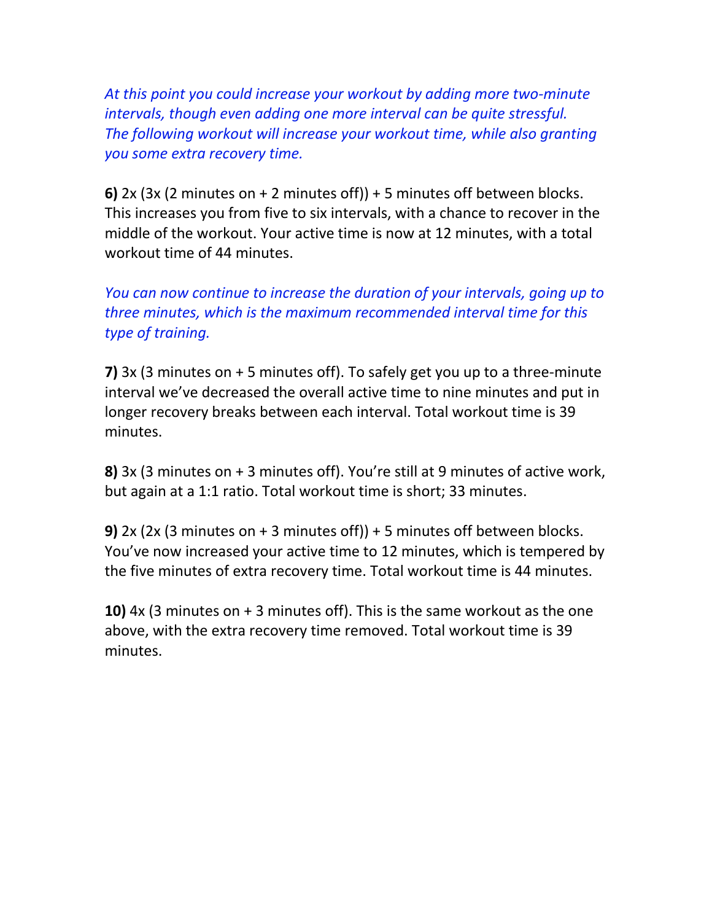*At this point you could increase your workout by adding more two-minute intervals, though even adding one more interval can be quite stressful. The following workout will increase your workout time, while also granting you some extra recovery time.*

**6)** 2x (3x (2 minutes on + 2 minutes off)) + 5 minutes off between blocks. This increases you from five to six intervals, with a chance to recover in the middle of the workout. Your active time is now at 12 minutes, with a total workout time of 44 minutes.

*You can now continue to increase the duration of your intervals, going up to three minutes, which is the maximum recommended interval time for this type of training.*

**7)** 3x (3 minutes on + 5 minutes off). To safely get you up to a three-minute interval we've decreased the overall active time to nine minutes and put in longer recovery breaks between each interval. Total workout time is 39 minutes.

**8)** 3x (3 minutes on + 3 minutes off). You're still at 9 minutes of active work, but again at a 1:1 ratio. Total workout time is short; 33 minutes.

**9)** 2x (2x (3 minutes on + 3 minutes off)) + 5 minutes off between blocks. You've now increased your active time to 12 minutes, which is tempered by the five minutes of extra recovery time. Total workout time is 44 minutes.

**10)** 4x (3 minutes on + 3 minutes off). This is the same workout as the one above, with the extra recovery time removed. Total workout time is 39 minutes.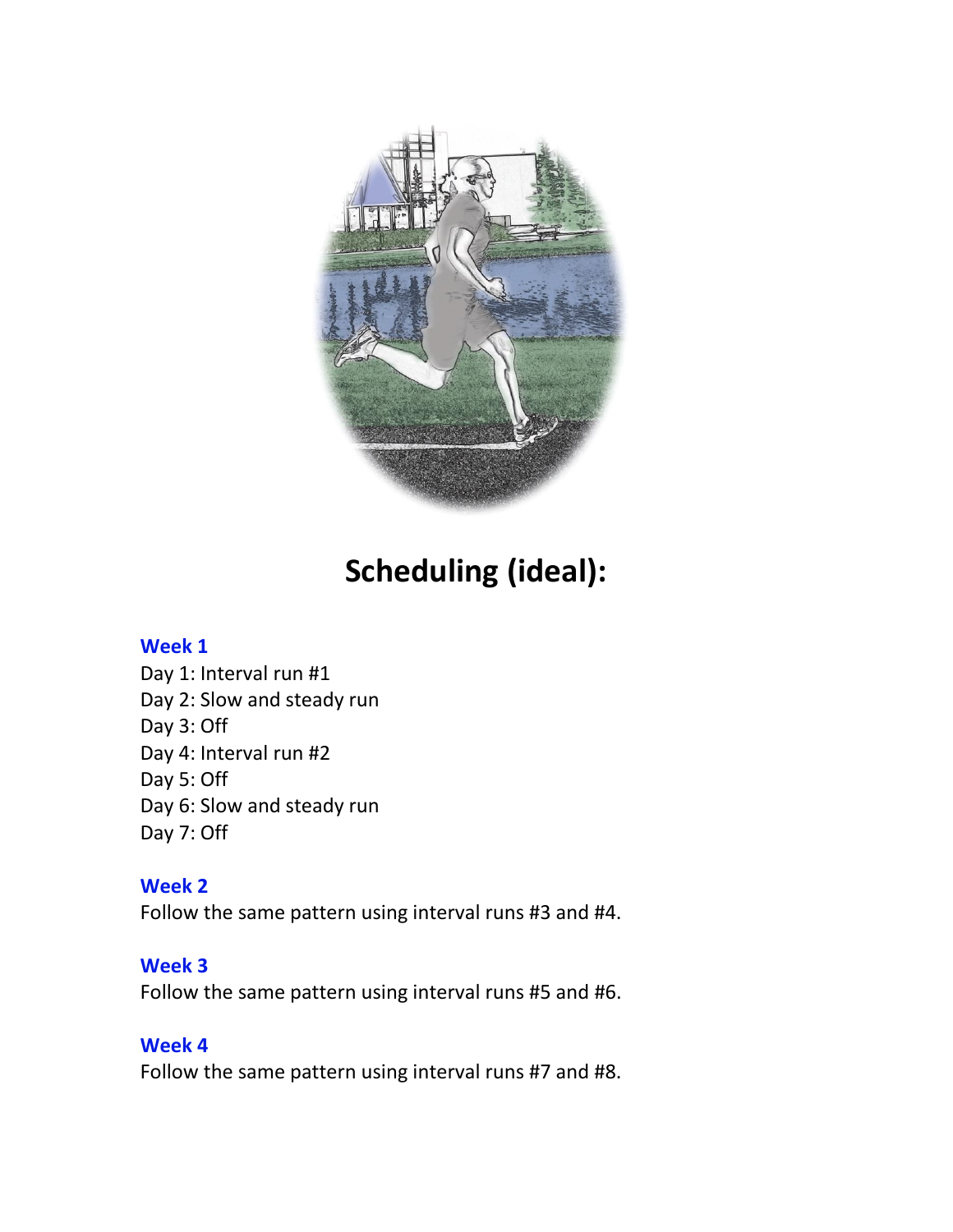# Scheduling (ideal):

### Week 1

Day 1: Interval run #1
Day 2: Slow and steady run
Day 3: Off
Day 4: Interval run #2
Day 5: Off
Day 6: Slow and steady run
Day 7: Off

### Week 2

Follow the same pattern using interval runs #3 and #4.

### Week 3

Follow the same pattern using interval runs #5 and #6.

### Week 4

Follow the same pattern using interval runs #7 and #8.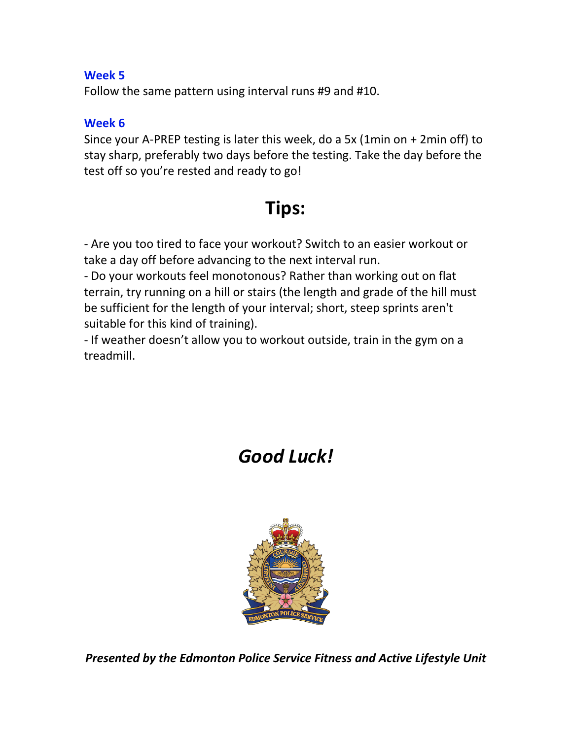### Week 5

Follow the same pattern using interval runs #9 and #10.

### Week 6

Since your A-PREP testing is later this week, do a 5x (1min on + 2min off) to stay sharp, preferably two days before the testing. Take the day before the test off so you're rested and ready to go!

## Tips:

- Are you too tired to face your workout? Switch to an easier workout or take a day off before advancing to the next interval run.
- Do your workouts feel monotonous? Rather than working out on flat terrain, try running on a hill or stairs (the length and grade of the hill must be sufficient for the length of your interval; short, steep sprints aren't suitable for this kind of training).
- If weather doesn't allow you to workout outside, train in the gym on a treadmill.

## *Good Luck!*

***Presented by the Edmonton Police Service Fitness and Active Lifestyle Unit***